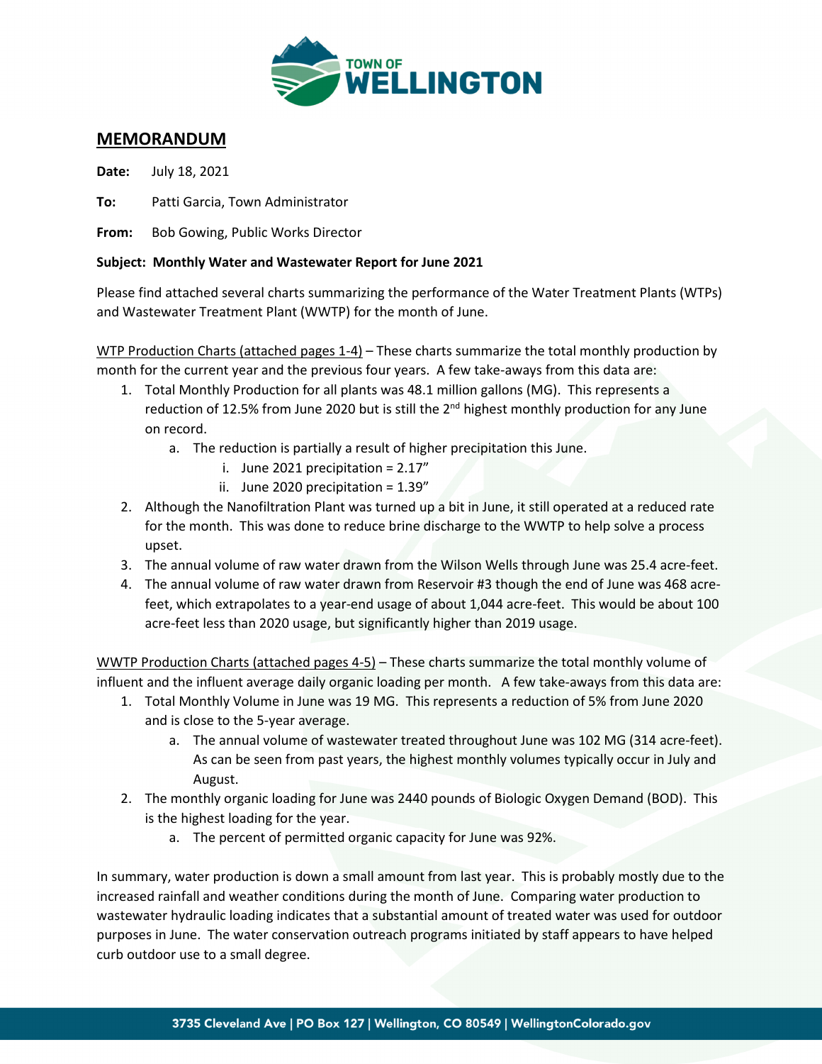TOWN OF WELLINGTON

## MEMORANDUM

**Date:** July 18, 2021

**To:** Patti Garcia, Town Administrator

**From:** Bob Gowing, Public Works Director

**Subject: Monthly Water and Wastewater Report for June 2021**

Please find attached several charts summarizing the performance of the Water Treatment Plants (WTPs) and Wastewater Treatment Plant (WWTP) for the month of June.

WTP Production Charts (attached pages 1-4) – These charts summarize the total monthly production by month for the current year and the previous four years. A few take-aways from this data are:

1. Total Monthly Production for all plants was 48.1 million gallons (MG). This represents a reduction of 12.5% from June 2020 but is still the 2nd highest monthly production for any June on record.
   a. The reduction is partially a result of higher precipitation this June.
      i. June 2021 precipitation = 2.17"
      ii. June 2020 precipitation = 1.39"
2. Although the Nanofiltration Plant was turned up a bit in June, it still operated at a reduced rate for the month. This was done to reduce brine discharge to the WWTP to help solve a process upset.
3. The annual volume of raw water drawn from the Wilson Wells through June was 25.4 acre-feet.
4. The annual volume of raw water drawn from Reservoir #3 though the end of June was 468 acre-feet, which extrapolates to a year-end usage of about 1,044 acre-feet. This would be about 100 acre-feet less than 2020 usage, but significantly higher than 2019 usage.

WWTP Production Charts (attached pages 4-5) – These charts summarize the total monthly volume of influent and the influent average daily organic loading per month. A few take-aways from this data are:

1. Total Monthly Volume in June was 19 MG. This represents a reduction of 5% from June 2020 and is close to the 5-year average.
   a. The annual volume of wastewater treated throughout June was 102 MG (314 acre-feet). As can be seen from past years, the highest monthly volumes typically occur in July and August.
2. The monthly organic loading for June was 2440 pounds of Biologic Oxygen Demand (BOD). This is the highest loading for the year.
   a. The percent of permitted organic capacity for June was 92%.

In summary, water production is down a small amount from last year. This is probably mostly due to the increased rainfall and weather conditions during the month of June. Comparing water production to wastewater hydraulic loading indicates that a substantial amount of treated water was used for outdoor purposes in June. The water conservation outreach programs initiated by staff appears to have helped curb outdoor use to a small degree.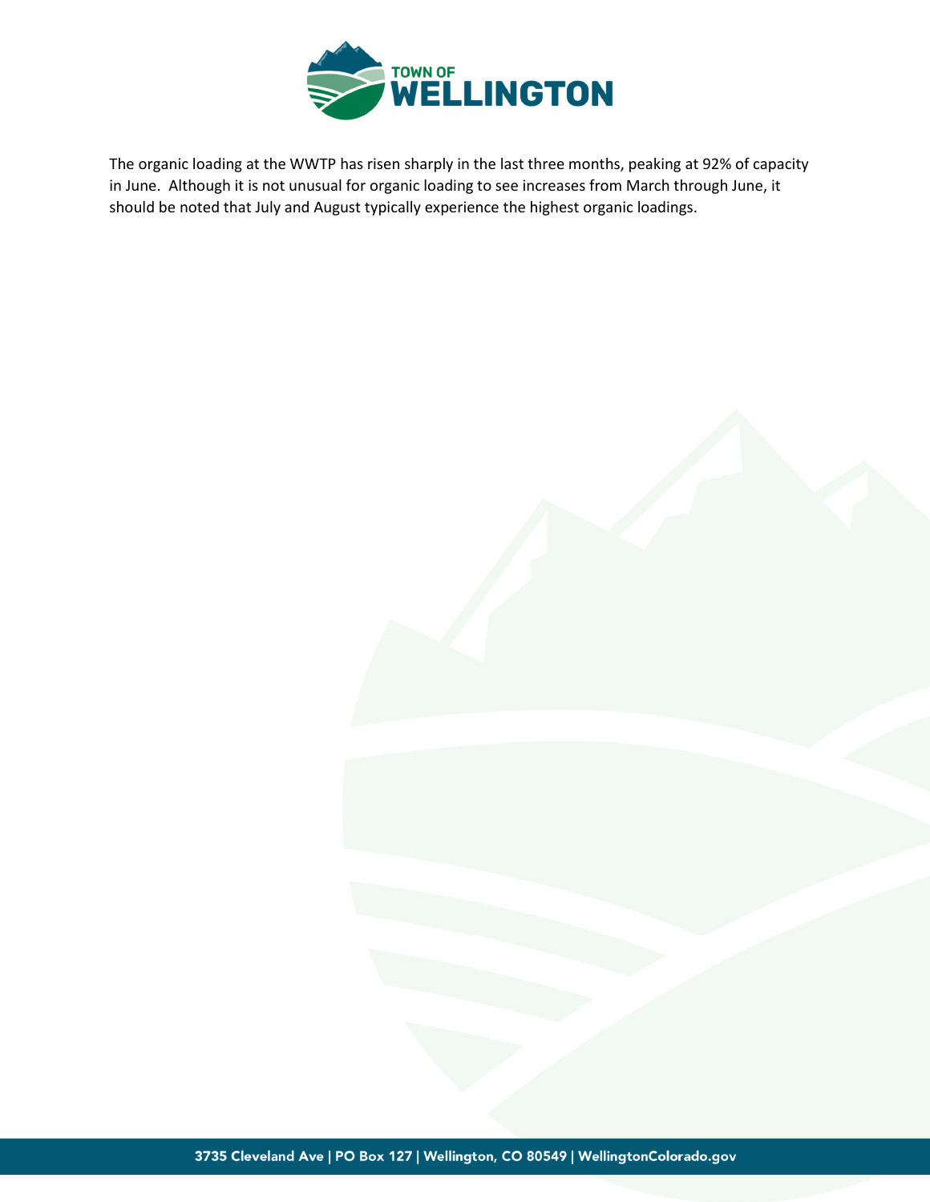The organic loading at the WWTP has risen sharply in the last three months, peaking at 92% of capacity in June. Although it is not unusual for organic loading to see increases from March through June, it should be noted that July and August typically experience the highest organic loadings.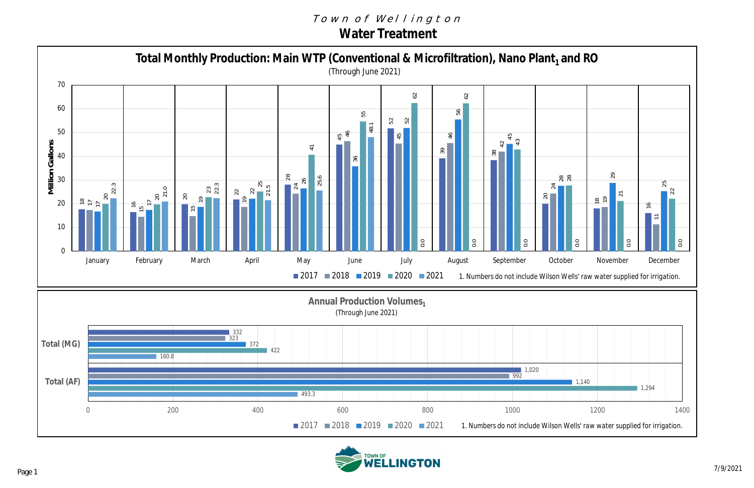# Town of Wellington

## Water Treatment

### Total Monthly Production: Main WTP (Conventional & Microfiltration), Nano Plant[1] and RO

(Through June 2021)

Million Gallons

| Month | 2017 | 2018 | 2019 | 2020 | 2021 |
|---|---|---|---|---|---|
| January | 18 | 17 | 17 | 20 | 22.3 |
| February | 16 | 15 | 17 | 20 | 21.0 |
| March | 20 | 15 | 19 | 23 | 22.3 |
| April | 22 | 19 | 22 | 25 | 21.5 |
| May | 28 | 24 | 26 | 41 | 25.6 |
| June | 45 | 46 | 36 | 55 | 48.1 |
| July | 52 | 45 | 52 | 62 | 0.0 |
| August | 39 | 46 | 56 | 62 | 0.0 |
| September | 38 | 42 | 45 | 43 | 0.0 |
| October | 20 | 24 | 28 | 28 | 0.0 |
| November | 18 | 19 | 29 | 21 | 0.0 |
| December | 16 | 11 | 25 | 22 | 0.0 |

1. Numbers do not include Wilson Wells' raw water supplied for irrigation.

### Annual Production Volumes[1]

(Through June 2021)

| | 2017 | 2018 | 2019 | 2020 | 2021 |
|---|---|---|---|---|---|
| Total (MG) | 332 | 323 | 372 | 422 | 160.8 |
| Total (AF) | 1,020 | 992 | 1,140 | 1,294 | 493.3 |

1. Numbers do not include Wilson Wells' raw water supplied for irrigation.

TOWN OF WELLINGTON

7/9/2021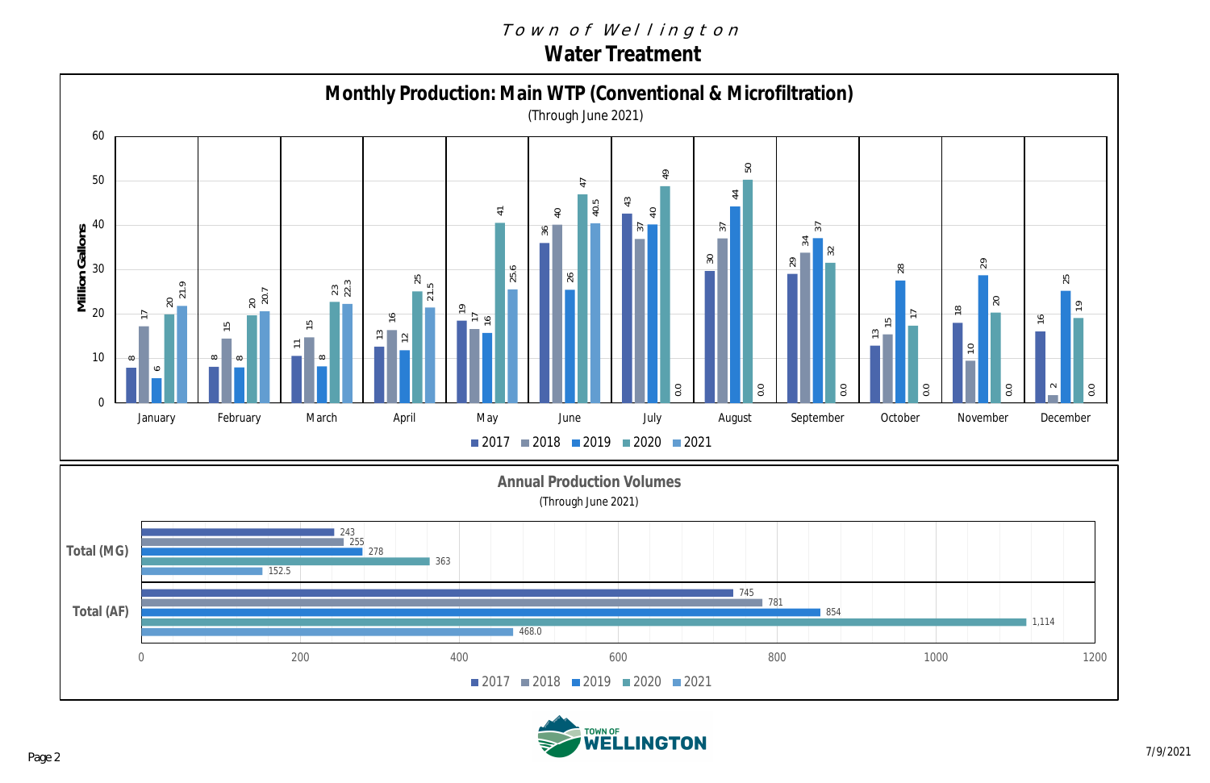# Town of Wellington

## Water Treatment

### Monthly Production: Main WTP (Conventional & Microfiltration)

(Through June 2021)

Million Gallons

| Month | 2017 | 2018 | 2019 | 2020 | 2021 |
|---|---|---|---|---|---|
| January | 8 | 17 | 6 | 20 | 21.9 |
| February | 8 | 15 | 8 | 20 | 20.7 |
| March | 11 | 15 | 8 | 23 | 22.3 |
| April | 13 | 16 | 12 | 25 | 21.5 |
| May | 19 | 17 | 16 | 41 | 25.6 |
| June | 36 | 40 | 26 | 47 | 40.5 |
| July | 43 | 37 | 40 | 49 | 0.0 |
| August | 30 | 37 | 44 | 50 | 0.0 |
| September | 29 | 34 | 37 | 32 | 0.0 |
| October | 13 | 15 | 28 | 17 | 0.0 |
| November | 18 | 10 | 29 | 20 | 0.0 |
| December | 16 | 2 | 25 | 19 | 0.0 |

### Annual Production Volumes

(Through June 2021)

| | 2017 | 2018 | 2019 | 2020 | 2021 |
|---|---|---|---|---|---|
| Total (MG) | 243 | 255 | 278 | 363 | 152.5 |
| Total (AF) | 745 | 781 | 854 | 1,114 | 468.0 |

TOWN OF WELLINGTON

7/9/2021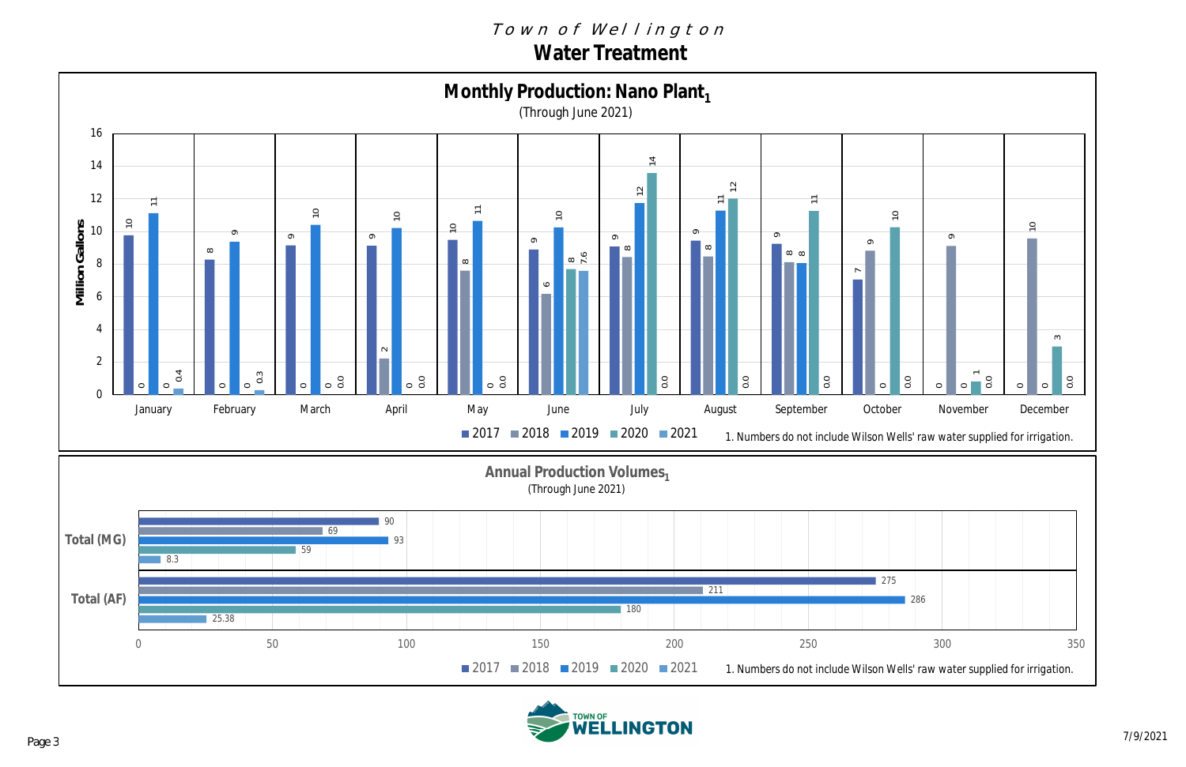# Town of Wellington

## Water Treatment

### Monthly Production: Nano Plant[1]

(Through June 2021)

Million Gallons

| Month | 2017 | 2018 | 2019 | 2020 | 2021 |
|---|---|---|---|---|---|
| January | 10 | 0 | 11 | 0 | 0.4 |
| February | 8 | 0 | 9 | 0 | 0.3 |
| March | 9 | 0 | 10 | 0 | 0.0 |
| April | 9 | 2 | 10 | 0 | 0.0 |
| May | 10 | 8 | 11 | 0 | 0.0 |
| June | 9 | 6 | 10 | 8 | 7.6 |
| July | 9 | 8 | 12 | 14 | 0.0 |
| August | 9 | 8 | 11 | 12 | 0.0 |
| September | 9 | 8 | 8 | 11 | 0.0 |
| October | 7 | 9 | 0 | 10 | 0.0 |
| November | 0 | 9 | 0 | 1 | 0.0 |
| December | 0 | 10 | 0 | 3 | 0.0 |

1. Numbers do not include Wilson Wells' raw water supplied for irrigation.

### Annual Production Volumes[1]

(Through June 2021)

| | 2017 | 2018 | 2019 | 2020 | 2021 |
|---|---|---|---|---|---|
| Total (MG) | 90 | 69 | 93 | 59 | 8.3 |
| Total (AF) | 275 | 211 | 286 | 180 | 25.38 |

1. Numbers do not include Wilson Wells' raw water supplied for irrigation.

TOWN OF WELLINGTON

7/9/2021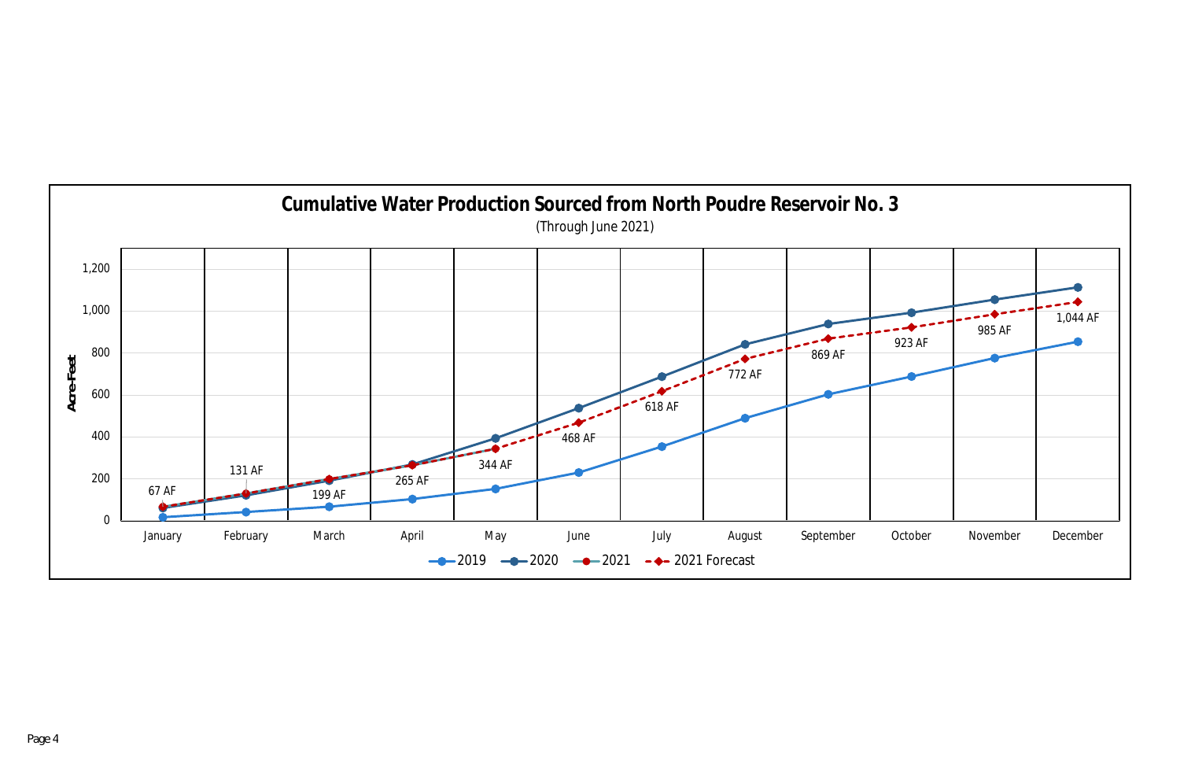## Cumulative Water Production Sourced from North Poudre Reservoir No. 3

(Through June 2021)

Acre-Feet

| Month | 2021 / 2021 Forecast |
|---|---|
| January | 67 AF |
| February | 131 AF |
| March | 199 AF |
| April | 265 AF |
| May | 344 AF |
| June | 468 AF |
| July | 618 AF |
| August | 772 AF |
| September | 869 AF |
| October | 923 AF |
| November | 985 AF |
| December | 1,044 AF |

Legend: 2019, 2020, 2021, 2021 Forecast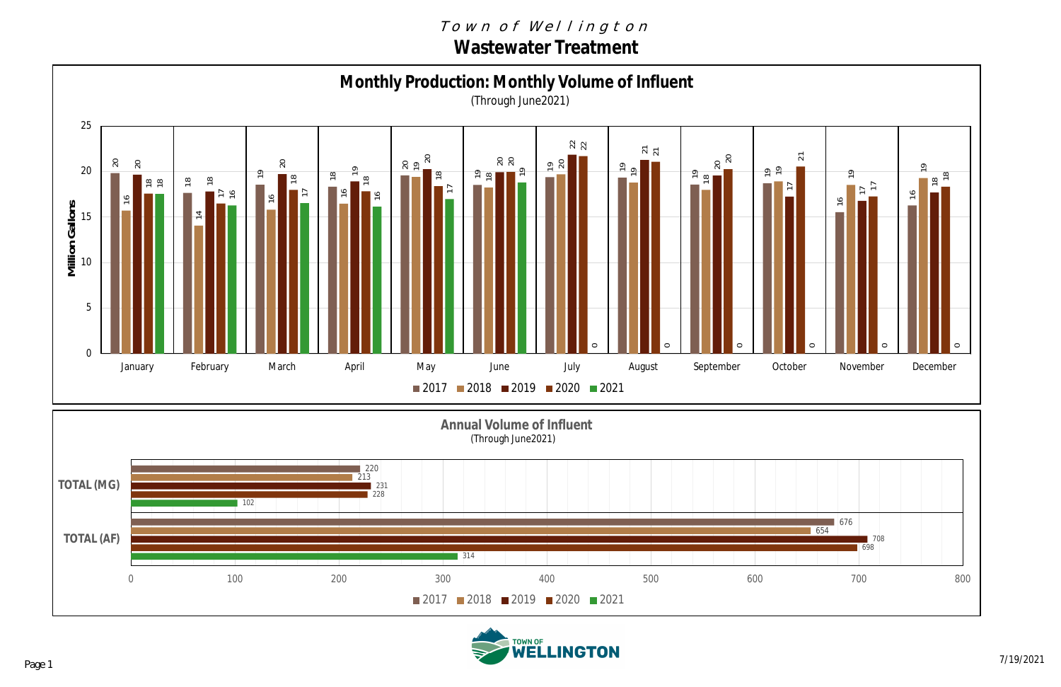# Town of Wellington

## Wastewater Treatment

### Monthly Production: Monthly Volume of Influent

(Through June2021)

Million Gallons

| Month | 2017 | 2018 | 2019 | 2020 | 2021 |
|---|---|---|---|---|---|
| January | 20 | 16 | 20 | 18 | 18 |
| February | 18 | 14 | 18 | 17 | 16 |
| March | 19 | 16 | 20 | 18 | 17 |
| April | 18 | 16 | 19 | 18 | 16 |
| May | 20 | 19 | 20 | 18 | 17 |
| June | 19 | 18 | 20 | 20 | 19 |
| July | 19 | 20 | 22 | 22 | 0 |
| August | 19 | 19 | 21 | 21 | 0 |
| September | 19 | 18 | 20 | 20 | 0 |
| October | 19 | 19 | 17 | 21 | 0 |
| November | 16 | 19 | 17 | 17 | 0 |
| December | 16 | 19 | 18 | 18 | 0 |

### Annual Volume of Influent

(Through June2021)

| | 2017 | 2018 | 2019 | 2020 | 2021 |
|---|---|---|---|---|---|
| TOTAL (MG) | 220 | 213 | 231 | 228 | 102 |
| TOTAL (AF) | 676 | 654 | 708 | 698 | 314 |

7/19/2021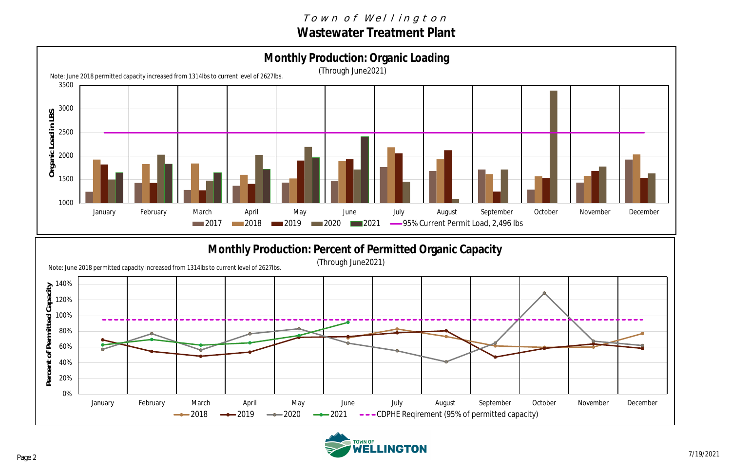# Town of Wellington

## Wastewater Treatment Plant

### Monthly Production: Organic Loading

(Through June2021)

Note: June 2018 permitted capacity increased from 1314lbs to current level of 2627lbs.

Organic Load in LBS

3500
3000
2500
2000
1500
1000

January February March April May June July August September October November December

2017 2018 2019 2020 2021 95% Current Permit Load, 2,496 lbs

### Monthly Production: Percent of Permitted Organic Capacity

(Through June2021)

Note: June 2018 permitted capacity increased from 1314lbs to current level of 2627lbs.

Percent of Permitted Capacity

140%
120%
100%
80%
60%
40%
20%
0%

January February March April May June July August September October November December

2018 2019 2020 2021 CDPHE Reqirement (95% of permitted capacity)

7/19/2021